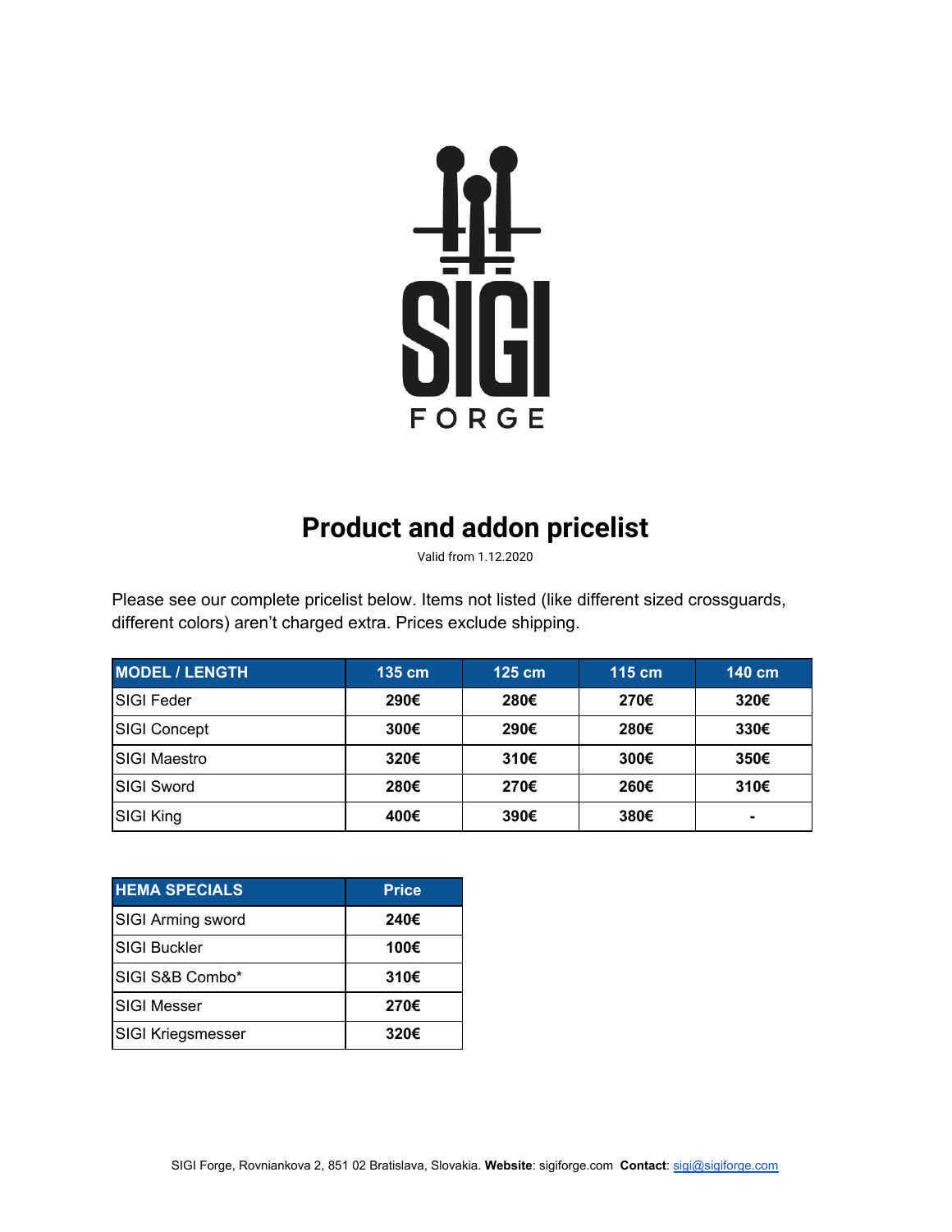SIGI FORGE

# Product and addon pricelist

Valid from 1.12.2020

Please see our complete pricelist below. Items not listed (like different sized crossguards, different colors) aren't charged extra. Prices exclude shipping.

| MODEL / LENGTH | 135 cm | 125 cm | 115 cm | 140 cm |
|---|---|---|---|---|
| SIGI Feder | **290€** | **280€** | **270€** | **320€** |
| SIGI Concept | **300€** | **290€** | **280€** | **330€** |
| SIGI Maestro | **320€** | **310€** | **300€** | **350€** |
| SIGI Sword | **280€** | **270€** | **260€** | **310€** |
| SIGI King | **400€** | **390€** | **380€** | **-** |

| HEMA SPECIALS | Price |
|---|---|
| SIGI Arming sword | **240€** |
| SIGI Buckler | **100€** |
| SIGI S&B Combo* | **310€** |
| SIGI Messer | **270€** |
| SIGI Kriegsmesser | **320€** |

SIGI Forge, Rovniankova 2, 851 02 Bratislava, Slovakia. **Website**: sigiforge.com **Contact**: sigi@sigiforge.com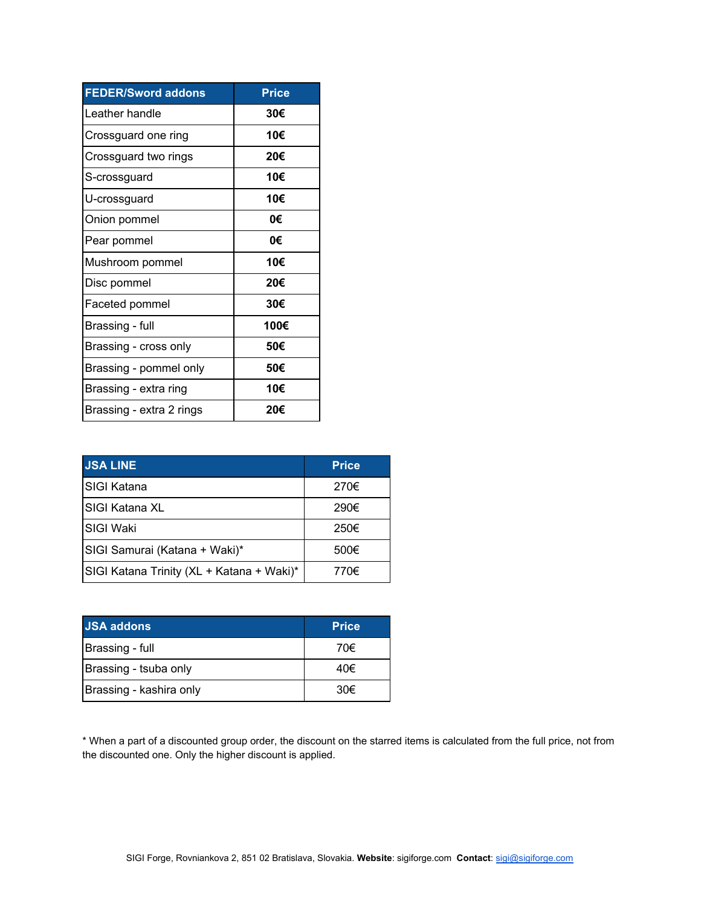| FEDER/Sword addons | Price |
|---|---|
| Leather handle | **30€** |
| Crossguard one ring | **10€** |
| Crossguard two rings | **20€** |
| S-crossguard | **10€** |
| U-crossguard | **10€** |
| Onion pommel | **0€** |
| Pear pommel | **0€** |
| Mushroom pommel | **10€** |
| Disc pommel | **20€** |
| Faceted pommel | **30€** |
| Brassing - full | **100€** |
| Brassing - cross only | **50€** |
| Brassing - pommel only | **50€** |
| Brassing - extra ring | **10€** |
| Brassing - extra 2 rings | **20€** |

| JSA LINE | Price |
|---|---|
| SIGI Katana | 270€ |
| SIGI Katana XL | 290€ |
| SIGI Waki | 250€ |
| SIGI Samurai (Katana + Waki)* | 500€ |
| SIGI Katana Trinity (XL + Katana + Waki)* | 770€ |

| JSA addons | Price |
|---|---|
| Brassing - full | 70€ |
| Brassing - tsuba only | 40€ |
| Brassing - kashira only | 30€ |

* When a part of a discounted group order, the discount on the starred items is calculated from the full price, not from the discounted one. Only the higher discount is applied.

SIGI Forge, Rovniankova 2, 851 02 Bratislava, Slovakia. **Website**: sigiforge.com **Contact**: sigi@sigiforge.com